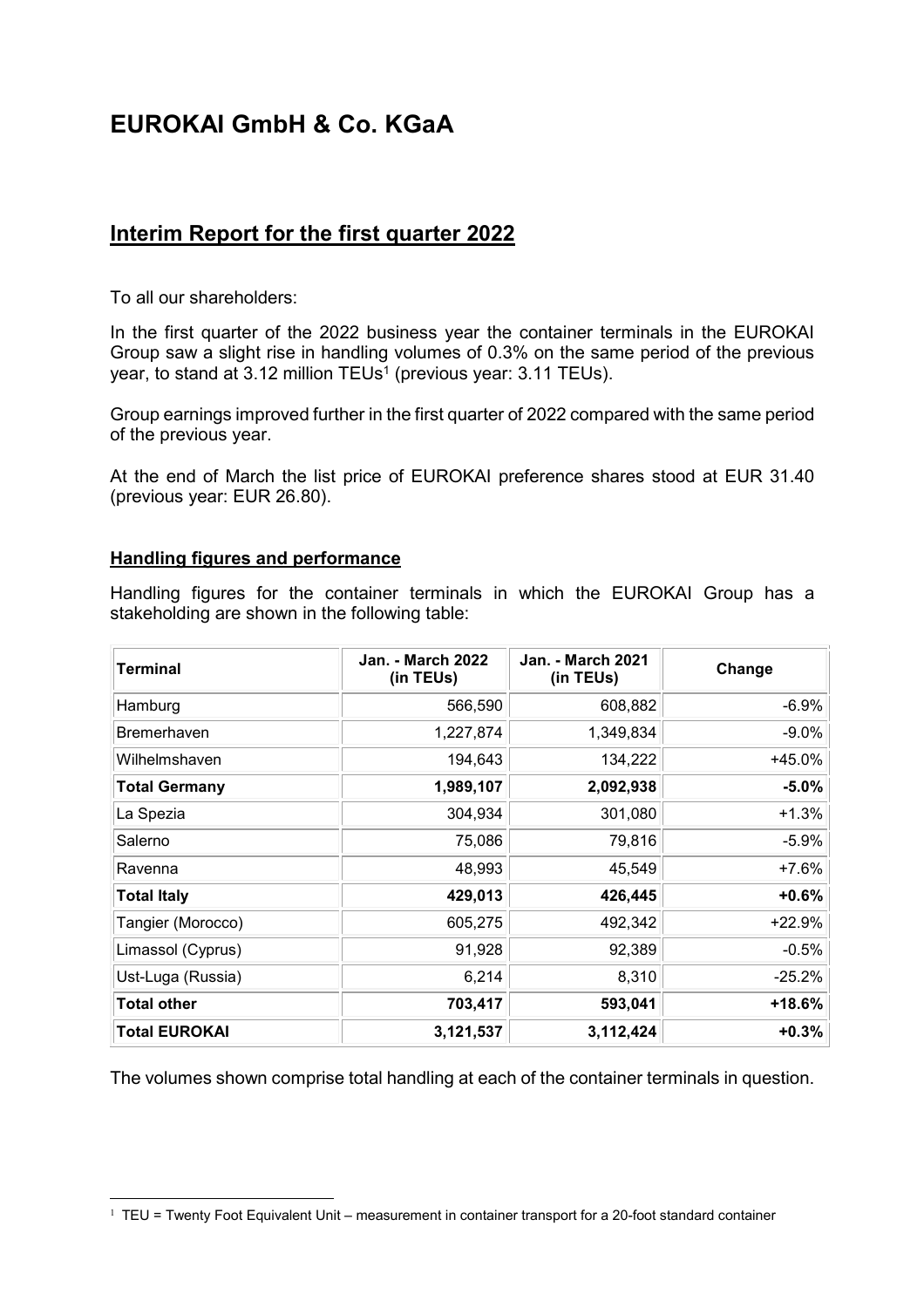# EUROKAI GmbH & Co. KGaA

## Interim Report for the first quarter 2022

To all our shareholders:

In the first quarter of the 2022 business year the container terminals in the EUROKAI Group saw a slight rise in handling volumes of 0.3% on the same period of the previous year, to stand at 3.12 million TEUs[1] (previous year: 3.11 TEUs).

Group earnings improved further in the first quarter of 2022 compared with the same period of the previous year.

At the end of March the list price of EUROKAI preference shares stood at EUR 31.40 (previous year: EUR 26.80).

### Handling figures and performance

Handling figures for the container terminals in which the EUROKAI Group has a stakeholding are shown in the following table:

| Terminal | Jan. - March 2022 (in TEUs) | Jan. - March 2021 (in TEUs) | Change |
|---|---|---|---|
| Hamburg | 566,590 | 608,882 | -6.9% |
| Bremerhaven | 1,227,874 | 1,349,834 | -9.0% |
| Wilhelmshaven | 194,643 | 134,222 | +45.0% |
| **Total Germany** | **1,989,107** | **2,092,938** | **-5.0%** |
| La Spezia | 304,934 | 301,080 | +1.3% |
| Salerno | 75,086 | 79,816 | -5.9% |
| Ravenna | 48,993 | 45,549 | +7.6% |
| **Total Italy** | **429,013** | **426,445** | **+0.6%** |
| Tangier (Morocco) | 605,275 | 492,342 | +22.9% |
| Limassol (Cyprus) | 91,928 | 92,389 | -0.5% |
| Ust-Luga (Russia) | 6,214 | 8,310 | -25.2% |
| **Total other** | **703,417** | **593,041** | **+18.6%** |
| **Total EUROKAI** | **3,121,537** | **3,112,424** | **+0.3%** |

The volumes shown comprise total handling at each of the container terminals in question.

[1] TEU = Twenty Foot Equivalent Unit – measurement in container transport for a 20-foot standard container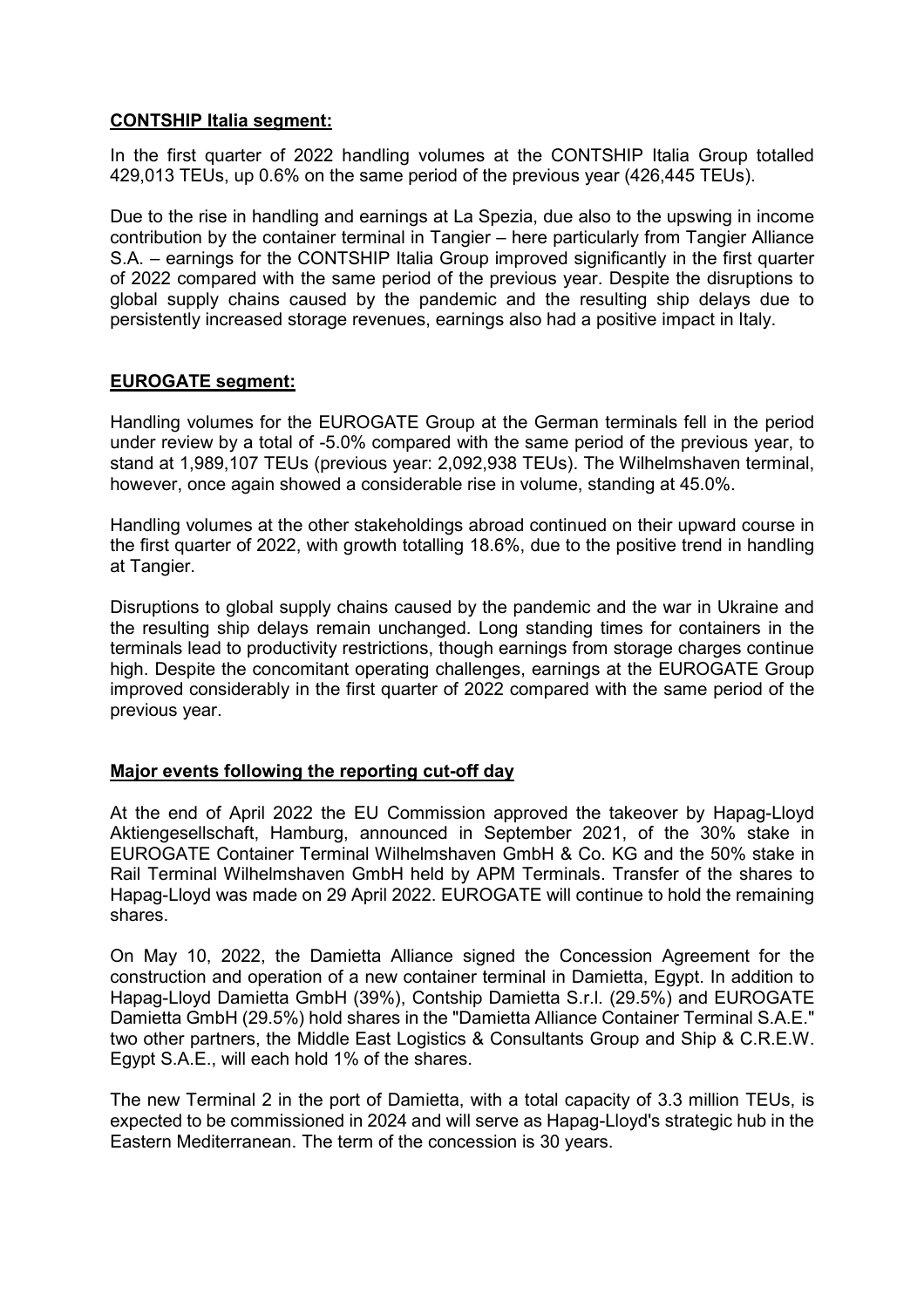**CONTSHIP Italia segment:**

In the first quarter of 2022 handling volumes at the CONTSHIP Italia Group totalled 429,013 TEUs, up 0.6% on the same period of the previous year (426,445 TEUs).

Due to the rise in handling and earnings at La Spezia, due also to the upswing in income contribution by the container terminal in Tangier – here particularly from Tangier Alliance S.A. – earnings for the CONTSHIP Italia Group improved significantly in the first quarter of 2022 compared with the same period of the previous year. Despite the disruptions to global supply chains caused by the pandemic and the resulting ship delays due to persistently increased storage revenues, earnings also had a positive impact in Italy.

**EUROGATE segment:**

Handling volumes for the EUROGATE Group at the German terminals fell in the period under review by a total of -5.0% compared with the same period of the previous year, to stand at 1,989,107 TEUs (previous year: 2,092,938 TEUs). The Wilhelmshaven terminal, however, once again showed a considerable rise in volume, standing at 45.0%.

Handling volumes at the other stakeholdings abroad continued on their upward course in the first quarter of 2022, with growth totalling 18.6%, due to the positive trend in handling at Tangier.

Disruptions to global supply chains caused by the pandemic and the war in Ukraine and the resulting ship delays remain unchanged. Long standing times for containers in the terminals lead to productivity restrictions, though earnings from storage charges continue high. Despite the concomitant operating challenges, earnings at the EUROGATE Group improved considerably in the first quarter of 2022 compared with the same period of the previous year.

**Major events following the reporting cut-off day**

At the end of April 2022 the EU Commission approved the takeover by Hapag-Lloyd Aktiengesellschaft, Hamburg, announced in September 2021, of the 30% stake in EUROGATE Container Terminal Wilhelmshaven GmbH & Co. KG and the 50% stake in Rail Terminal Wilhelmshaven GmbH held by APM Terminals. Transfer of the shares to Hapag-Lloyd was made on 29 April 2022. EUROGATE will continue to hold the remaining shares.

On May 10, 2022, the Damietta Alliance signed the Concession Agreement for the construction and operation of a new container terminal in Damietta, Egypt. In addition to Hapag-Lloyd Damietta GmbH (39%), Contship Damietta S.r.l. (29.5%) and EUROGATE Damietta GmbH (29.5%) hold shares in the "Damietta Alliance Container Terminal S.A.E." two other partners, the Middle East Logistics & Consultants Group and Ship & C.R.E.W. Egypt S.A.E., will each hold 1% of the shares.

The new Terminal 2 in the port of Damietta, with a total capacity of 3.3 million TEUs, is expected to be commissioned in 2024 and will serve as Hapag-Lloyd's strategic hub in the Eastern Mediterranean. The term of the concession is 30 years.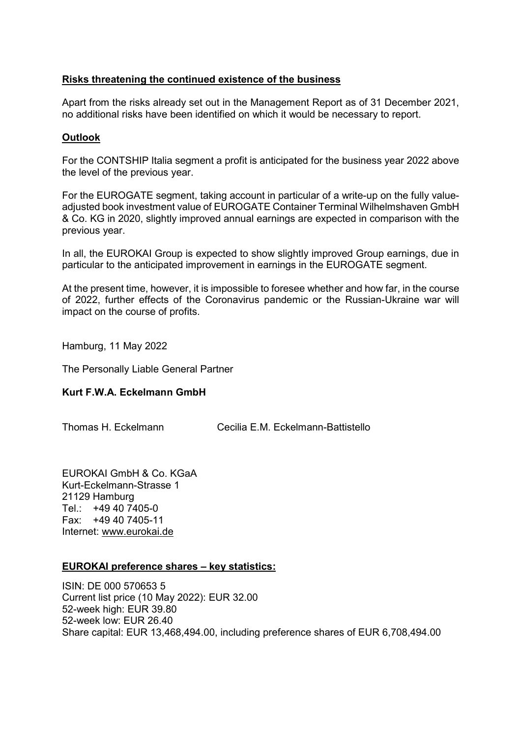## Risks threatening the continued existence of the business

Apart from the risks already set out in the Management Report as of 31 December 2021, no additional risks have been identified on which it would be necessary to report.

## Outlook

For the CONTSHIP Italia segment a profit is anticipated for the business year 2022 above the level of the previous year.

For the EUROGATE segment, taking account in particular of a write-up on the fully value-adjusted book investment value of EUROGATE Container Terminal Wilhelmshaven GmbH & Co. KG in 2020, slightly improved annual earnings are expected in comparison with the previous year.

In all, the EUROKAI Group is expected to show slightly improved Group earnings, due in particular to the anticipated improvement in earnings in the EUROGATE segment.

At the present time, however, it is impossible to foresee whether and how far, in the course of 2022, further effects of the Coronavirus pandemic or the Russian-Ukraine war will impact on the course of profits.

Hamburg, 11 May 2022

The Personally Liable General Partner

**Kurt F.W.A. Eckelmann GmbH**

Thomas H. Eckelmann Cecilia E.M. Eckelmann-Battistello

EUROKAI GmbH & Co. KGaA
Kurt-Eckelmann-Strasse 1
21129 Hamburg
Tel.: +49 40 7405-0
Fax: +49 40 7405-11
Internet: www.eurokai.de

## EUROKAI preference shares – key statistics:

ISIN: DE 000 570653 5
Current list price (10 May 2022): EUR 32.00
52-week high: EUR 39.80
52-week low: EUR 26.40
Share capital: EUR 13,468,494.00, including preference shares of EUR 6,708,494.00